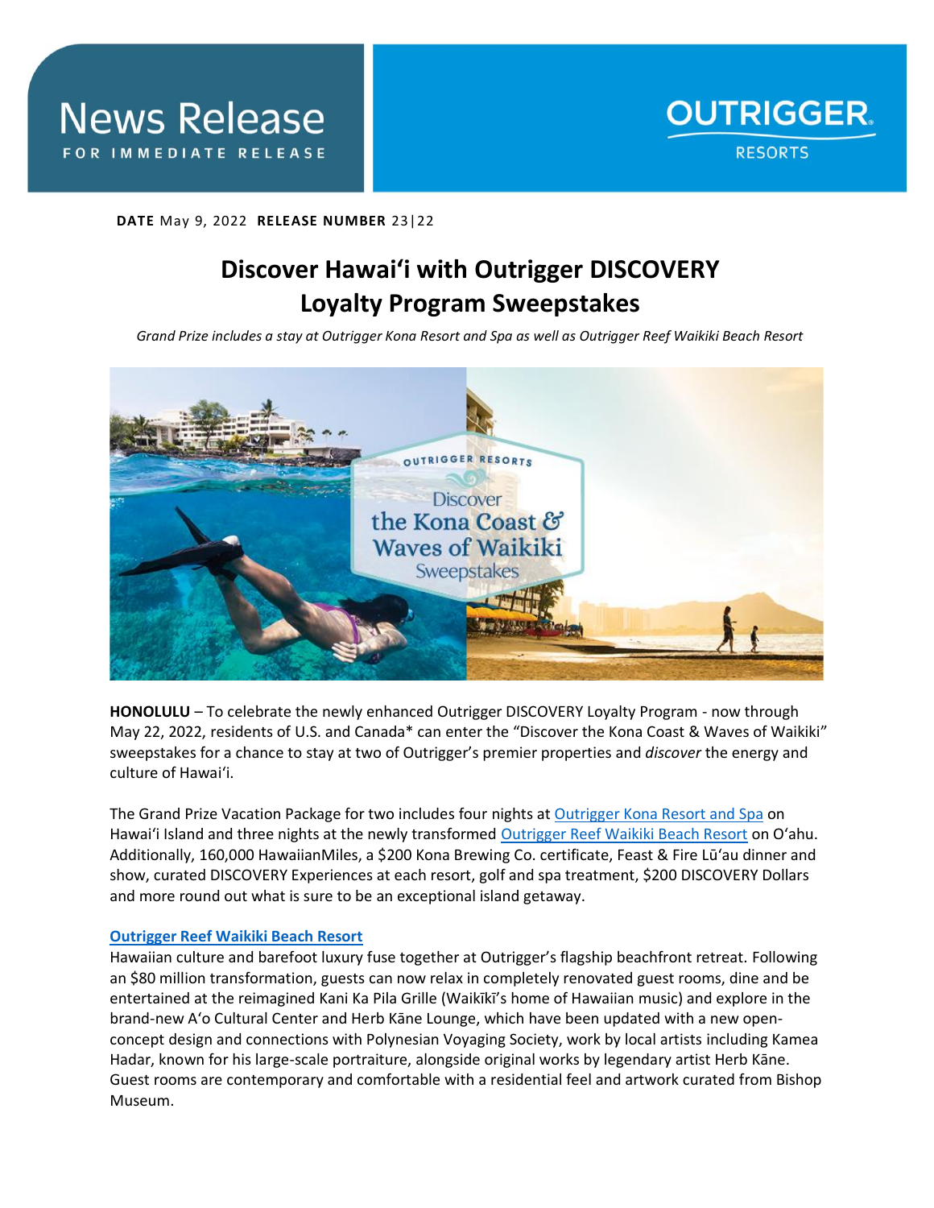News Release
FOR IMMEDIATE RELEASE

OUTRIGGER RESORTS

**DATE** May 9, 2022 **RELEASE NUMBER** 23|22

# Discover Hawaiʻi with Outrigger DISCOVERY Loyalty Program Sweepstakes

*Grand Prize includes a stay at Outrigger Kona Resort and Spa as well as Outrigger Reef Waikiki Beach Resort*

**HONOLULU** – To celebrate the newly enhanced Outrigger DISCOVERY Loyalty Program - now through May 22, 2022, residents of U.S. and Canada* can enter the "Discover the Kona Coast & Waves of Waikiki" sweepstakes for a chance to stay at two of Outrigger's premier properties and *discover* the energy and culture of Hawaiʻi.

The Grand Prize Vacation Package for two includes four nights at Outrigger Kona Resort and Spa on Hawaiʻi Island and three nights at the newly transformed Outrigger Reef Waikiki Beach Resort on Oʻahu. Additionally, 160,000 HawaiianMiles, a $200 Kona Brewing Co. certificate, Feast & Fire Lūʻau dinner and show, curated DISCOVERY Experiences at each resort, golf and spa treatment, $200 DISCOVERY Dollars and more round out what is sure to be an exceptional island getaway.

**Outrigger Reef Waikiki Beach Resort**

Hawaiian culture and barefoot luxury fuse together at Outrigger's flagship beachfront retreat. Following an $80 million transformation, guests can now relax in completely renovated guest rooms, dine and be entertained at the reimagined Kani Ka Pila Grille (Waikīkī's home of Hawaiian music) and explore in the brand-new Aʻo Cultural Center and Herb Kāne Lounge, which have been updated with a new open-concept design and connections with Polynesian Voyaging Society, work by local artists including Kamea Hadar, known for his large-scale portraiture, alongside original works by legendary artist Herb Kāne. Guest rooms are contemporary and comfortable with a residential feel and artwork curated from Bishop Museum.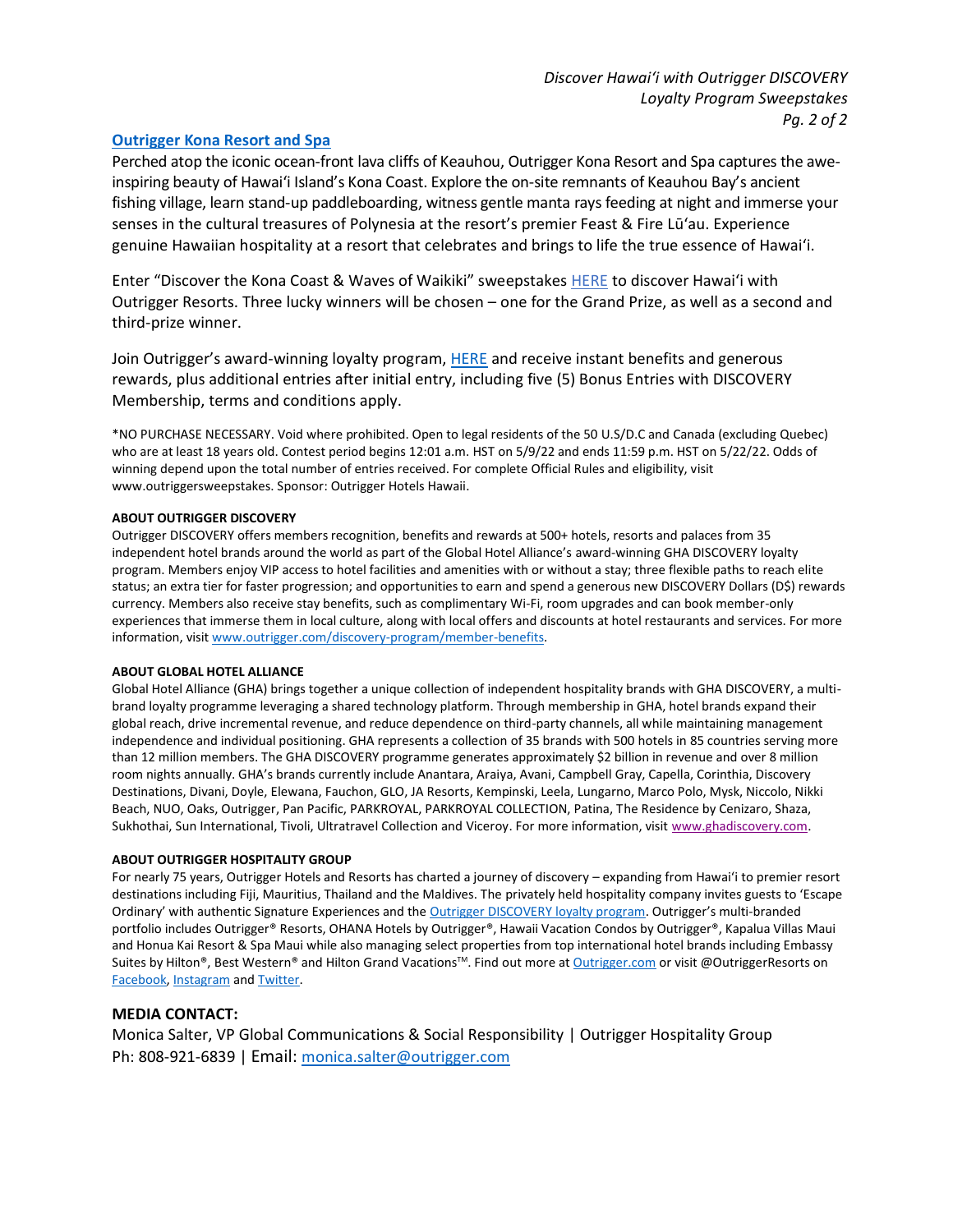**[Outrigger Kona Resort and Spa]**

Perched atop the iconic ocean-front lava cliffs of Keauhou, Outrigger Kona Resort and Spa captures the awe-inspiring beauty of Hawaiʻi Island's Kona Coast. Explore the on-site remnants of Keauhou Bay's ancient fishing village, learn stand-up paddleboarding, witness gentle manta rays feeding at night and immerse your senses in the cultural treasures of Polynesia at the resort's premier Feast & Fire Lūʻau. Experience genuine Hawaiian hospitality at a resort that celebrates and brings to life the true essence of Hawaiʻi.

Enter "Discover the Kona Coast & Waves of Waikiki" sweepstakes HERE to discover Hawaiʻi with Outrigger Resorts. Three lucky winners will be chosen – one for the Grand Prize, as well as a second and third-prize winner.

Join Outrigger's award-winning loyalty program, HERE and receive instant benefits and generous rewards, plus additional entries after initial entry, including five (5) Bonus Entries with DISCOVERY Membership, terms and conditions apply.

*NO PURCHASE NECESSARY. Void where prohibited. Open to legal residents of the 50 U.S/D.C and Canada (excluding Quebec) who are at least 18 years old. Contest period begins 12:01 a.m. HST on 5/9/22 and ends 11:59 p.m. HST on 5/22/22. Odds of winning depend upon the total number of entries received. For complete Official Rules and eligibility, visit www.outriggersweepstakes. Sponsor: Outrigger Hotels Hawaii.

**ABOUT OUTRIGGER DISCOVERY**

Outrigger DISCOVERY offers members recognition, benefits and rewards at 500+ hotels, resorts and palaces from 35 independent hotel brands around the world as part of the Global Hotel Alliance's award-winning GHA DISCOVERY loyalty program. Members enjoy VIP access to hotel facilities and amenities with or without a stay; three flexible paths to reach elite status; an extra tier for faster progression; and opportunities to earn and spend a generous new DISCOVERY Dollars (D$) rewards currency. Members also receive stay benefits, such as complimentary Wi-Fi, room upgrades and can book member-only experiences that immerse them in local culture, along with local offers and discounts at hotel restaurants and services. For more information, visit www.outrigger.com/discovery-program/member-benefits.

**ABOUT GLOBAL HOTEL ALLIANCE**

Global Hotel Alliance (GHA) brings together a unique collection of independent hospitality brands with GHA DISCOVERY, a multi-brand loyalty programme leveraging a shared technology platform. Through membership in GHA, hotel brands expand their global reach, drive incremental revenue, and reduce dependence on third-party channels, all while maintaining management independence and individual positioning. GHA represents a collection of 35 brands with 500 hotels in 85 countries serving more than 12 million members. The GHA DISCOVERY programme generates approximately $2 billion in revenue and over 8 million room nights annually. GHA's brands currently include Anantara, Araiya, Avani, Campbell Gray, Capella, Corinthia, Discovery Destinations, Divani, Doyle, Elewana, Fauchon, GLO, JA Resorts, Kempinski, Leela, Lungarno, Marco Polo, Mysk, Niccolo, Nikki Beach, NUO, Oaks, Outrigger, Pan Pacific, PARKROYAL, PARKROYAL COLLECTION, Patina, The Residence by Cenizaro, Shaza, Sukhothai, Sun International, Tivoli, Ultratravel Collection and Viceroy. For more information, visit www.ghadiscovery.com.

**ABOUT OUTRIGGER HOSPITALITY GROUP**

For nearly 75 years, Outrigger Hotels and Resorts has charted a journey of discovery – expanding from Hawaiʻi to premier resort destinations including Fiji, Mauritius, Thailand and the Maldives. The privately held hospitality company invites guests to 'Escape Ordinary' with authentic Signature Experiences and the Outrigger DISCOVERY loyalty program. Outrigger's multi-branded portfolio includes Outrigger® Resorts, OHANA Hotels by Outrigger®, Hawaii Vacation Condos by Outrigger®, Kapalua Villas Maui and Honua Kai Resort & Spa Maui while also managing select properties from top international hotel brands including Embassy Suites by Hilton®, Best Western® and Hilton Grand Vacations™. Find out more at Outrigger.com or visit @OutriggerResorts on Facebook, Instagram and Twitter.

**MEDIA CONTACT:**

Monica Salter, VP Global Communications & Social Responsibility | Outrigger Hospitality Group
Ph: 808-921-6839 | Email: monica.salter@outrigger.com